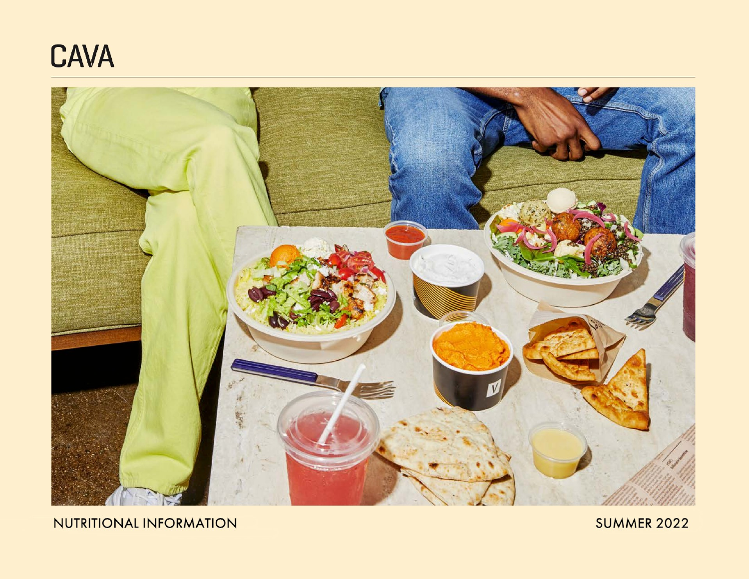# CAVA

NUTRITIONAL INFORMATION

SUMMER 2022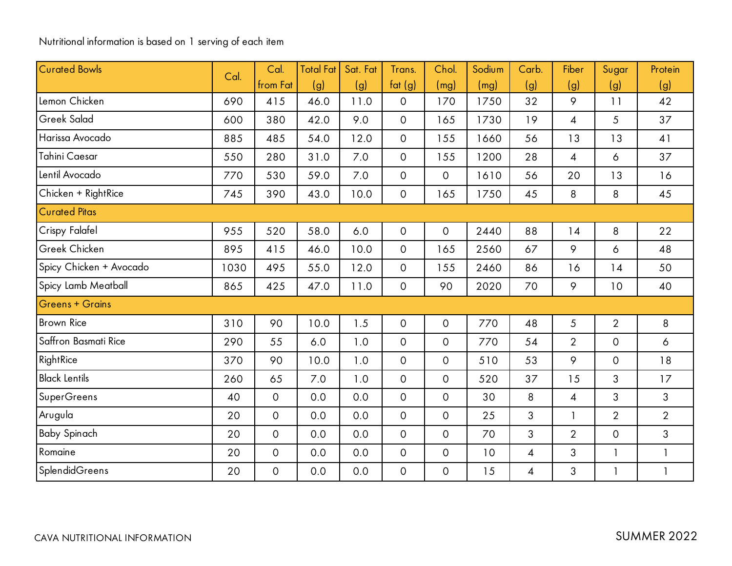Nutritional information is based on 1 serving of each item

| Curated Bowls | Cal. | Cal. from Fat | Total Fat (g) | Sat. Fat (g) | Trans. fat (g) | Chol. (mg) | Sodium (mg) | Carb. (g) | Fiber (g) | Sugar (g) | Protein (g) |
|---|---|---|---|---|---|---|---|---|---|---|---|
| Lemon Chicken | 690 | 415 | 46.0 | 11.0 | 0 | 170 | 1750 | 32 | 9 | 11 | 42 |
| Greek Salad | 600 | 380 | 42.0 | 9.0 | 0 | 165 | 1730 | 19 | 4 | 5 | 37 |
| Harissa Avocado | 885 | 485 | 54.0 | 12.0 | 0 | 155 | 1660 | 56 | 13 | 13 | 41 |
| Tahini Caesar | 550 | 280 | 31.0 | 7.0 | 0 | 155 | 1200 | 28 | 4 | 6 | 37 |
| Lentil Avocado | 770 | 530 | 59.0 | 7.0 | 0 | 0 | 1610 | 56 | 20 | 13 | 16 |
| Chicken + RightRice | 745 | 390 | 43.0 | 10.0 | 0 | 165 | 1750 | 45 | 8 | 8 | 45 |
| Curated Pitas | | | | | | | | | | | |
| Crispy Falafel | 955 | 520 | 58.0 | 6.0 | 0 | 0 | 2440 | 88 | 14 | 8 | 22 |
| Greek Chicken | 895 | 415 | 46.0 | 10.0 | 0 | 165 | 2560 | 67 | 9 | 6 | 48 |
| Spicy Chicken + Avocado | 1030 | 495 | 55.0 | 12.0 | 0 | 155 | 2460 | 86 | 16 | 14 | 50 |
| Spicy Lamb Meatball | 865 | 425 | 47.0 | 11.0 | 0 | 90 | 2020 | 70 | 9 | 10 | 40 |
| Greens + Grains | | | | | | | | | | | |
| Brown Rice | 310 | 90 | 10.0 | 1.5 | 0 | 0 | 770 | 48 | 5 | 2 | 8 |
| Saffron Basmati Rice | 290 | 55 | 6.0 | 1.0 | 0 | 0 | 770 | 54 | 2 | 0 | 6 |
| RightRice | 370 | 90 | 10.0 | 1.0 | 0 | 0 | 510 | 53 | 9 | 0 | 18 |
| Black Lentils | 260 | 65 | 7.0 | 1.0 | 0 | 0 | 520 | 37 | 15 | 3 | 17 |
| SuperGreens | 40 | 0 | 0.0 | 0.0 | 0 | 0 | 30 | 8 | 4 | 3 | 3 |
| Arugula | 20 | 0 | 0.0 | 0.0 | 0 | 0 | 25 | 3 | 1 | 2 | 2 |
| Baby Spinach | 20 | 0 | 0.0 | 0.0 | 0 | 0 | 70 | 3 | 2 | 0 | 3 |
| Romaine | 20 | 0 | 0.0 | 0.0 | 0 | 0 | 10 | 4 | 3 | 1 | 1 |
| SplendidGreens | 20 | 0 | 0.0 | 0.0 | 0 | 0 | 15 | 4 | 3 | 1 | 1 |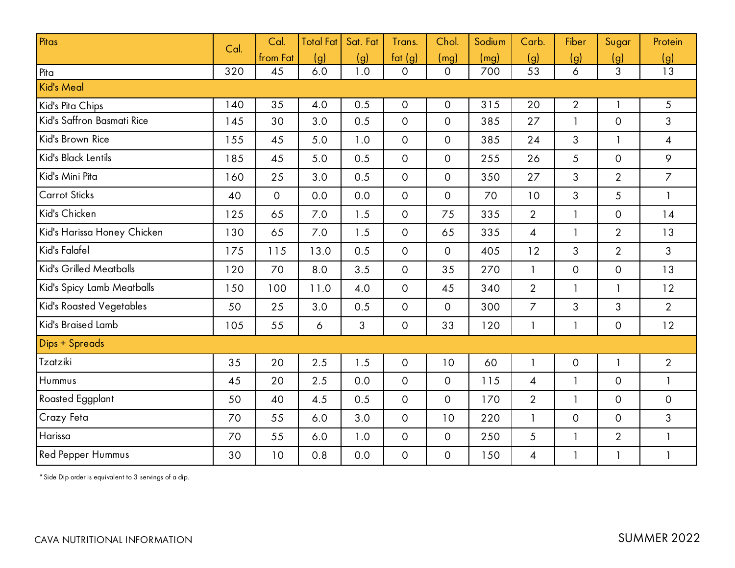| Pitas | Cal. | Cal. from Fat | Total Fat (g) | Sat. Fat (g) | Trans. fat (g) | Chol. (mg) | Sodium (mg) | Carb. (g) | Fiber (g) | Sugar (g) | Protein (g) |
|---|---|---|---|---|---|---|---|---|---|---|---|
| Pita | 320 | 45 | 6.0 | 1.0 | 0 | 0 | 700 | 53 | 6 | 3 | 13 |
| Kid's Meal | | | | | | | | | | | |
| Kid's Pita Chips | 140 | 35 | 4.0 | 0.5 | 0 | 0 | 315 | 20 | 2 | 1 | 5 |
| Kid's Saffron Basmati Rice | 145 | 30 | 3.0 | 0.5 | 0 | 0 | 385 | 27 | 1 | 0 | 3 |
| Kid's Brown Rice | 155 | 45 | 5.0 | 1.0 | 0 | 0 | 385 | 24 | 3 | 1 | 4 |
| Kid's Black Lentils | 185 | 45 | 5.0 | 0.5 | 0 | 0 | 255 | 26 | 5 | 0 | 9 |
| Kid's Mini Pita | 160 | 25 | 3.0 | 0.5 | 0 | 0 | 350 | 27 | 3 | 2 | 7 |
| Carrot Sticks | 40 | 0 | 0.0 | 0.0 | 0 | 0 | 70 | 10 | 3 | 5 | 1 |
| Kid's Chicken | 125 | 65 | 7.0 | 1.5 | 0 | 75 | 335 | 2 | 1 | 0 | 14 |
| Kid's Harissa Honey Chicken | 130 | 65 | 7.0 | 1.5 | 0 | 65 | 335 | 4 | 1 | 2 | 13 |
| Kid's Falafel | 175 | 115 | 13.0 | 0.5 | 0 | 0 | 405 | 12 | 3 | 2 | 3 |
| Kid's Grilled Meatballs | 120 | 70 | 8.0 | 3.5 | 0 | 35 | 270 | 1 | 0 | 0 | 13 |
| Kid's Spicy Lamb Meatballs | 150 | 100 | 11.0 | 4.0 | 0 | 45 | 340 | 2 | 1 | 1 | 12 |
| Kid's Roasted Vegetables | 50 | 25 | 3.0 | 0.5 | 0 | 0 | 300 | 7 | 3 | 3 | 2 |
| Kid's Braised Lamb | 105 | 55 | 6 | 3 | 0 | 33 | 120 | 1 | 1 | 0 | 12 |
| Dips + Spreads | | | | | | | | | | | |
| Tzatziki | 35 | 20 | 2.5 | 1.5 | 0 | 10 | 60 | 1 | 0 | 1 | 2 |
| Hummus | 45 | 20 | 2.5 | 0.0 | 0 | 0 | 115 | 4 | 1 | 0 | 1 |
| Roasted Eggplant | 50 | 40 | 4.5 | 0.5 | 0 | 0 | 170 | 2 | 1 | 0 | 0 |
| Crazy Feta | 70 | 55 | 6.0 | 3.0 | 0 | 10 | 220 | 1 | 0 | 0 | 3 |
| Harissa | 70 | 55 | 6.0 | 1.0 | 0 | 0 | 250 | 5 | 1 | 2 | 1 |
| Red Pepper Hummus | 30 | 10 | 0.8 | 0.0 | 0 | 0 | 150 | 4 | 1 | 1 | 1 |

* Side Dip order is equivalent to 3 servings of a dip.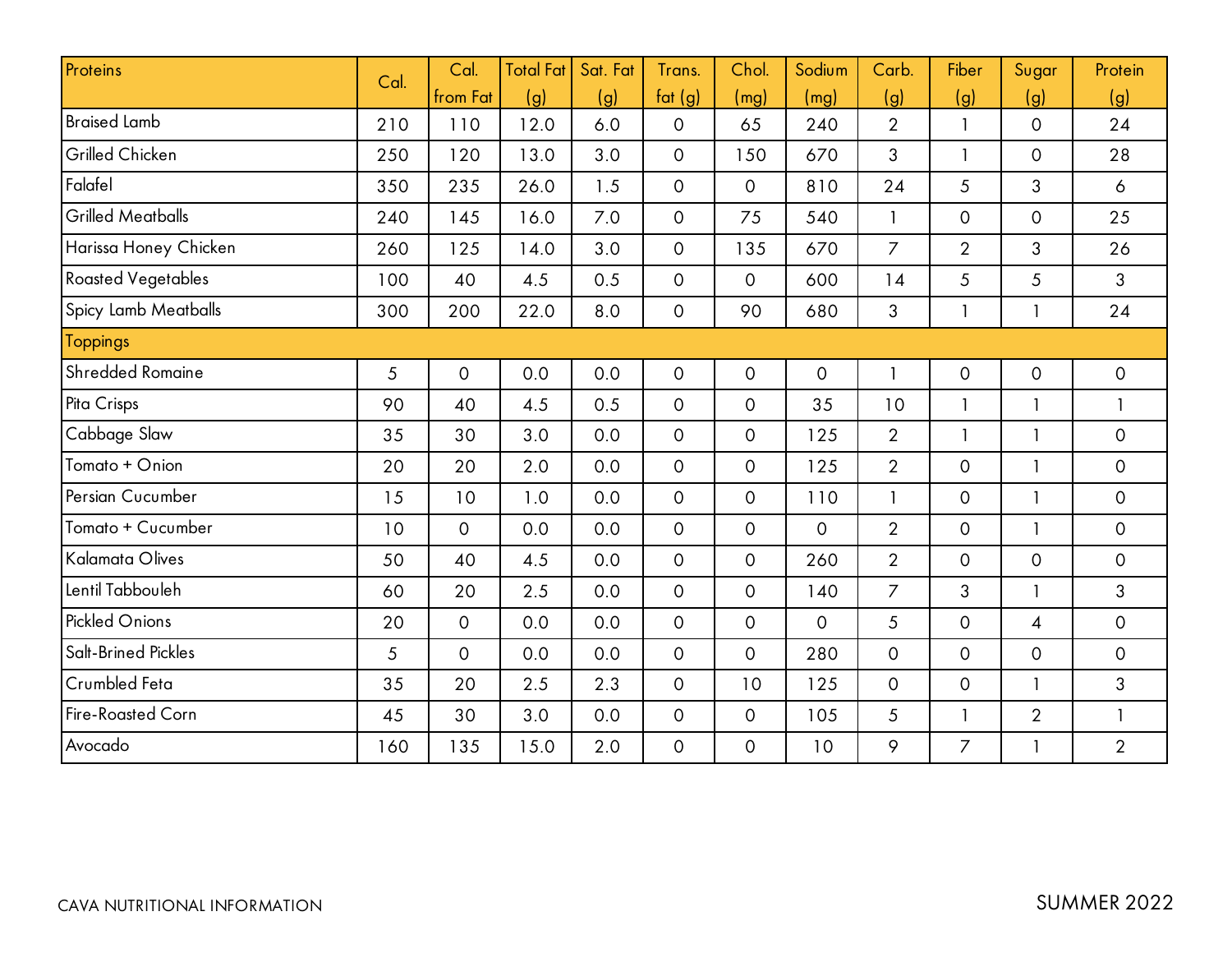| Proteins | Cal. | Cal. from Fat | Total Fat (g) | Sat. Fat (g) | Trans. fat (g) | Chol. (mg) | Sodium (mg) | Carb. (g) | Fiber (g) | Sugar (g) | Protein (g) |
|---|---|---|---|---|---|---|---|---|---|---|---|
| Braised Lamb | 210 | 110 | 12.0 | 6.0 | 0 | 65 | 240 | 2 | 1 | 0 | 24 |
| Grilled Chicken | 250 | 120 | 13.0 | 3.0 | 0 | 150 | 670 | 3 | 1 | 0 | 28 |
| Falafel | 350 | 235 | 26.0 | 1.5 | 0 | 0 | 810 | 24 | 5 | 3 | 6 |
| Grilled Meatballs | 240 | 145 | 16.0 | 7.0 | 0 | 75 | 540 | 1 | 0 | 0 | 25 |
| Harissa Honey Chicken | 260 | 125 | 14.0 | 3.0 | 0 | 135 | 670 | 7 | 2 | 3 | 26 |
| Roasted Vegetables | 100 | 40 | 4.5 | 0.5 | 0 | 0 | 600 | 14 | 5 | 5 | 3 |
| Spicy Lamb Meatballs | 300 | 200 | 22.0 | 8.0 | 0 | 90 | 680 | 3 | 1 | 1 | 24 |
| Toppings | | | | | | | | | | | |
| Shredded Romaine | 5 | 0 | 0.0 | 0.0 | 0 | 0 | 0 | 1 | 0 | 0 | 0 |
| Pita Crisps | 90 | 40 | 4.5 | 0.5 | 0 | 0 | 35 | 10 | 1 | 1 | 1 |
| Cabbage Slaw | 35 | 30 | 3.0 | 0.0 | 0 | 0 | 125 | 2 | 1 | 1 | 0 |
| Tomato + Onion | 20 | 20 | 2.0 | 0.0 | 0 | 0 | 125 | 2 | 0 | 1 | 0 |
| Persian Cucumber | 15 | 10 | 1.0 | 0.0 | 0 | 0 | 110 | 1 | 0 | 1 | 0 |
| Tomato + Cucumber | 10 | 0 | 0.0 | 0.0 | 0 | 0 | 0 | 2 | 0 | 1 | 0 |
| Kalamata Olives | 50 | 40 | 4.5 | 0.0 | 0 | 0 | 260 | 2 | 0 | 0 | 0 |
| Lentil Tabbouleh | 60 | 20 | 2.5 | 0.0 | 0 | 0 | 140 | 7 | 3 | 1 | 3 |
| Pickled Onions | 20 | 0 | 0.0 | 0.0 | 0 | 0 | 0 | 5 | 0 | 4 | 0 |
| Salt-Brined Pickles | 5 | 0 | 0.0 | 0.0 | 0 | 0 | 280 | 0 | 0 | 0 | 0 |
| Crumbled Feta | 35 | 20 | 2.5 | 2.3 | 0 | 10 | 125 | 0 | 0 | 1 | 3 |
| Fire-Roasted Corn | 45 | 30 | 3.0 | 0.0 | 0 | 0 | 105 | 5 | 1 | 2 | 1 |
| Avocado | 160 | 135 | 15.0 | 2.0 | 0 | 0 | 10 | 9 | 7 | 1 | 2 |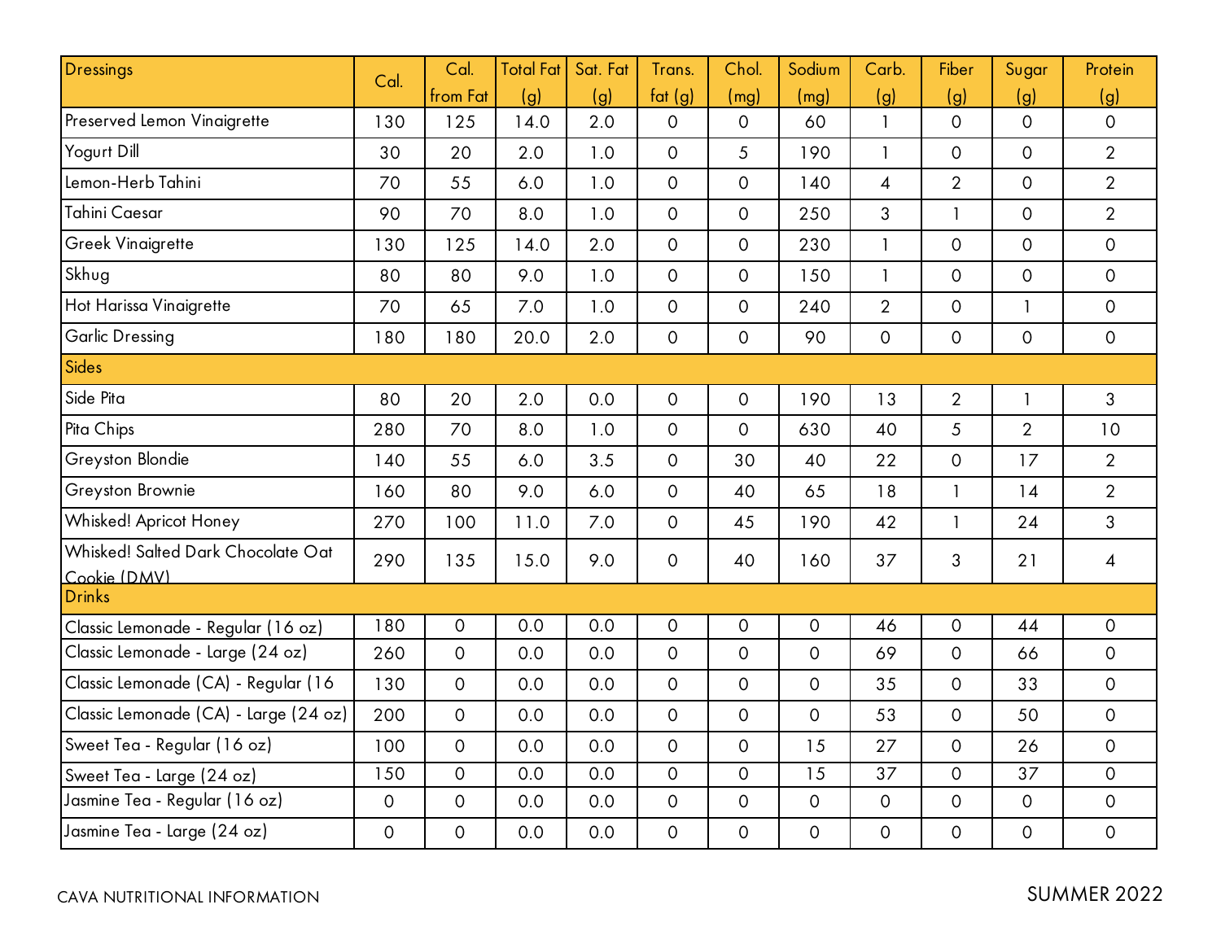| Dressings | Cal. | Cal. from Fat | Total Fat (g) | Sat. Fat (g) | Trans. fat (g) | Chol. (mg) | Sodium (mg) | Carb. (g) | Fiber (g) | Sugar (g) | Protein (g) |
|---|---|---|---|---|---|---|---|---|---|---|---|
| Preserved Lemon Vinaigrette | 130 | 125 | 14.0 | 2.0 | 0 | 0 | 60 | 1 | 0 | 0 | 0 |
| Yogurt Dill | 30 | 20 | 2.0 | 1.0 | 0 | 5 | 190 | 1 | 0 | 0 | 2 |
| Lemon-Herb Tahini | 70 | 55 | 6.0 | 1.0 | 0 | 0 | 140 | 4 | 2 | 0 | 2 |
| Tahini Caesar | 90 | 70 | 8.0 | 1.0 | 0 | 0 | 250 | 3 | 1 | 0 | 2 |
| Greek Vinaigrette | 130 | 125 | 14.0 | 2.0 | 0 | 0 | 230 | 1 | 0 | 0 | 0 |
| Skhug | 80 | 80 | 9.0 | 1.0 | 0 | 0 | 150 | 1 | 0 | 0 | 0 |
| Hot Harissa Vinaigrette | 70 | 65 | 7.0 | 1.0 | 0 | 0 | 240 | 2 | 0 | 1 | 0 |
| Garlic Dressing | 180 | 180 | 20.0 | 2.0 | 0 | 0 | 90 | 0 | 0 | 0 | 0 |
| **Sides** | | | | | | | | | | | |
| Side Pita | 80 | 20 | 2.0 | 0.0 | 0 | 0 | 190 | 13 | 2 | 1 | 3 |
| Pita Chips | 280 | 70 | 8.0 | 1.0 | 0 | 0 | 630 | 40 | 5 | 2 | 10 |
| Greyston Blondie | 140 | 55 | 6.0 | 3.5 | 0 | 30 | 40 | 22 | 0 | 17 | 2 |
| Greyston Brownie | 160 | 80 | 9.0 | 6.0 | 0 | 40 | 65 | 18 | 1 | 14 | 2 |
| Whisked! Apricot Honey | 270 | 100 | 11.0 | 7.0 | 0 | 45 | 190 | 42 | 1 | 24 | 3 |
| Whisked! Salted Dark Chocolate Oat Cookie (DMV) | 290 | 135 | 15.0 | 9.0 | 0 | 40 | 160 | 37 | 3 | 21 | 4 |
| **Drinks** | | | | | | | | | | | |
| Classic Lemonade - Regular (16 oz) | 180 | 0 | 0.0 | 0.0 | 0 | 0 | 0 | 46 | 0 | 44 | 0 |
| Classic Lemonade - Large (24 oz) | 260 | 0 | 0.0 | 0.0 | 0 | 0 | 0 | 69 | 0 | 66 | 0 |
| Classic Lemonade (CA) - Regular (16 | 130 | 0 | 0.0 | 0.0 | 0 | 0 | 0 | 35 | 0 | 33 | 0 |
| Classic Lemonade (CA) - Large (24 oz) | 200 | 0 | 0.0 | 0.0 | 0 | 0 | 0 | 53 | 0 | 50 | 0 |
| Sweet Tea - Regular (16 oz) | 100 | 0 | 0.0 | 0.0 | 0 | 0 | 15 | 27 | 0 | 26 | 0 |
| Sweet Tea - Large (24 oz) | 150 | 0 | 0.0 | 0.0 | 0 | 0 | 15 | 37 | 0 | 37 | 0 |
| Jasmine Tea - Regular (16 oz) | 0 | 0 | 0.0 | 0.0 | 0 | 0 | 0 | 0 | 0 | 0 | 0 |
| Jasmine Tea - Large (24 oz) | 0 | 0 | 0.0 | 0.0 | 0 | 0 | 0 | 0 | 0 | 0 | 0 |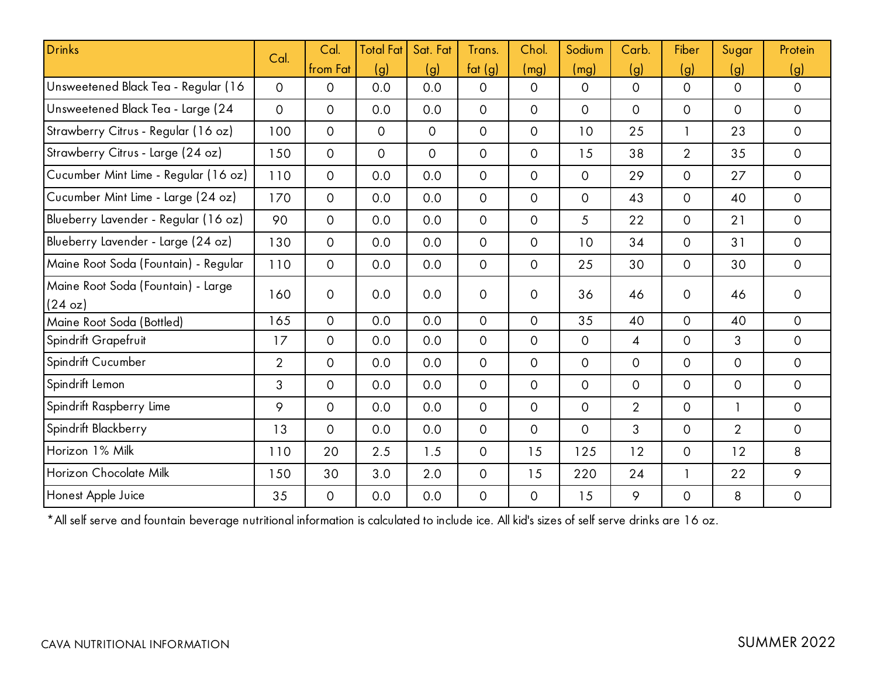| Drinks | Cal. | Cal. from Fat | Total Fat (g) | Sat. Fat (g) | Trans. fat (g) | Chol. (mg) | Sodium (mg) | Carb. (g) | Fiber (g) | Sugar (g) | Protein (g) |
|---|---|---|---|---|---|---|---|---|---|---|---|
| Unsweetened Black Tea - Regular (16 | 0 | 0 | 0.0 | 0.0 | 0 | 0 | 0 | 0 | 0 | 0 | 0 |
| Unsweetened Black Tea - Large (24 | 0 | 0 | 0.0 | 0.0 | 0 | 0 | 0 | 0 | 0 | 0 | 0 |
| Strawberry Citrus - Regular (16 oz) | 100 | 0 | 0 | 0 | 0 | 0 | 10 | 25 | 1 | 23 | 0 |
| Strawberry Citrus - Large (24 oz) | 150 | 0 | 0 | 0 | 0 | 0 | 15 | 38 | 2 | 35 | 0 |
| Cucumber Mint Lime - Regular (16 oz) | 110 | 0 | 0.0 | 0.0 | 0 | 0 | 0 | 29 | 0 | 27 | 0 |
| Cucumber Mint Lime - Large (24 oz) | 170 | 0 | 0.0 | 0.0 | 0 | 0 | 0 | 43 | 0 | 40 | 0 |
| Blueberry Lavender - Regular (16 oz) | 90 | 0 | 0.0 | 0.0 | 0 | 0 | 5 | 22 | 0 | 21 | 0 |
| Blueberry Lavender - Large (24 oz) | 130 | 0 | 0.0 | 0.0 | 0 | 0 | 10 | 34 | 0 | 31 | 0 |
| Maine Root Soda (Fountain) - Regular | 110 | 0 | 0.0 | 0.0 | 0 | 0 | 25 | 30 | 0 | 30 | 0 |
| Maine Root Soda (Fountain) - Large (24 oz) | 160 | 0 | 0.0 | 0.0 | 0 | 0 | 36 | 46 | 0 | 46 | 0 |
| Maine Root Soda (Bottled) | 165 | 0 | 0.0 | 0.0 | 0 | 0 | 35 | 40 | 0 | 40 | 0 |
| Spindrift Grapefruit | 17 | 0 | 0.0 | 0.0 | 0 | 0 | 0 | 4 | 0 | 3 | 0 |
| Spindrift Cucumber | 2 | 0 | 0.0 | 0.0 | 0 | 0 | 0 | 0 | 0 | 0 | 0 |
| Spindrift Lemon | 3 | 0 | 0.0 | 0.0 | 0 | 0 | 0 | 0 | 0 | 0 | 0 |
| Spindrift Raspberry Lime | 9 | 0 | 0.0 | 0.0 | 0 | 0 | 0 | 2 | 0 | 1 | 0 |
| Spindrift Blackberry | 13 | 0 | 0.0 | 0.0 | 0 | 0 | 0 | 3 | 0 | 2 | 0 |
| Horizon 1% Milk | 110 | 20 | 2.5 | 1.5 | 0 | 15 | 125 | 12 | 0 | 12 | 8 |
| Horizon Chocolate Milk | 150 | 30 | 3.0 | 2.0 | 0 | 15 | 220 | 24 | 1 | 22 | 9 |
| Honest Apple Juice | 35 | 0 | 0.0 | 0.0 | 0 | 0 | 15 | 9 | 0 | 8 | 0 |

*All self serve and fountain beverage nutritional information is calculated to include ice. All kid's sizes of self serve drinks are 16 oz.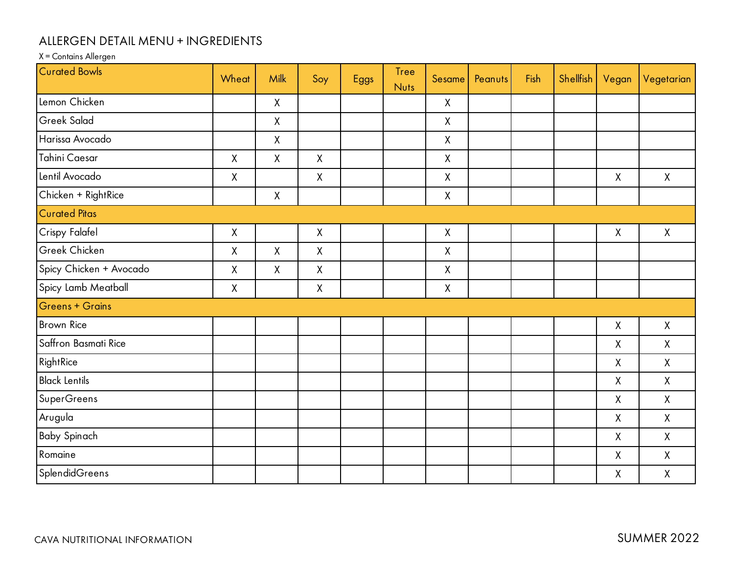## ALLERGEN DETAIL MENU + INGREDIENTS

X = Contains Allergen

| Curated Bowls | Wheat | Milk | Soy | Eggs | Tree Nuts | Sesame | Peanuts | Fish | Shellfish | Vegan | Vegetarian |
|---|---|---|---|---|---|---|---|---|---|---|---|
| Lemon Chicken | | X | | | | X | | | | | |
| Greek Salad | | X | | | | X | | | | | |
| Harissa Avocado | | X | | | | X | | | | | |
| Tahini Caesar | X | X | X | | | X | | | | | |
| Lentil Avocado | X | | X | | | X | | | | X | X |
| Chicken + RightRice | | X | | | | X | | | | | |
| **Curated Pitas** | | | | | | | | | | | |
| Crispy Falafel | X | | X | | | X | | | | X | X |
| Greek Chicken | X | X | X | | | X | | | | | |
| Spicy Chicken + Avocado | X | X | X | | | X | | | | | |
| Spicy Lamb Meatball | X | | X | | | X | | | | | |
| **Greens + Grains** | | | | | | | | | | | |
| Brown Rice | | | | | | | | | | X | X |
| Saffron Basmati Rice | | | | | | | | | | X | X |
| RightRice | | | | | | | | | | X | X |
| Black Lentils | | | | | | | | | | X | X |
| SuperGreens | | | | | | | | | | X | X |
| Arugula | | | | | | | | | | X | X |
| Baby Spinach | | | | | | | | | | X | X |
| Romaine | | | | | | | | | | X | X |
| SplendidGreens | | | | | | | | | | X | X |

CAVA NUTRITIONAL INFORMATION

SUMMER 2022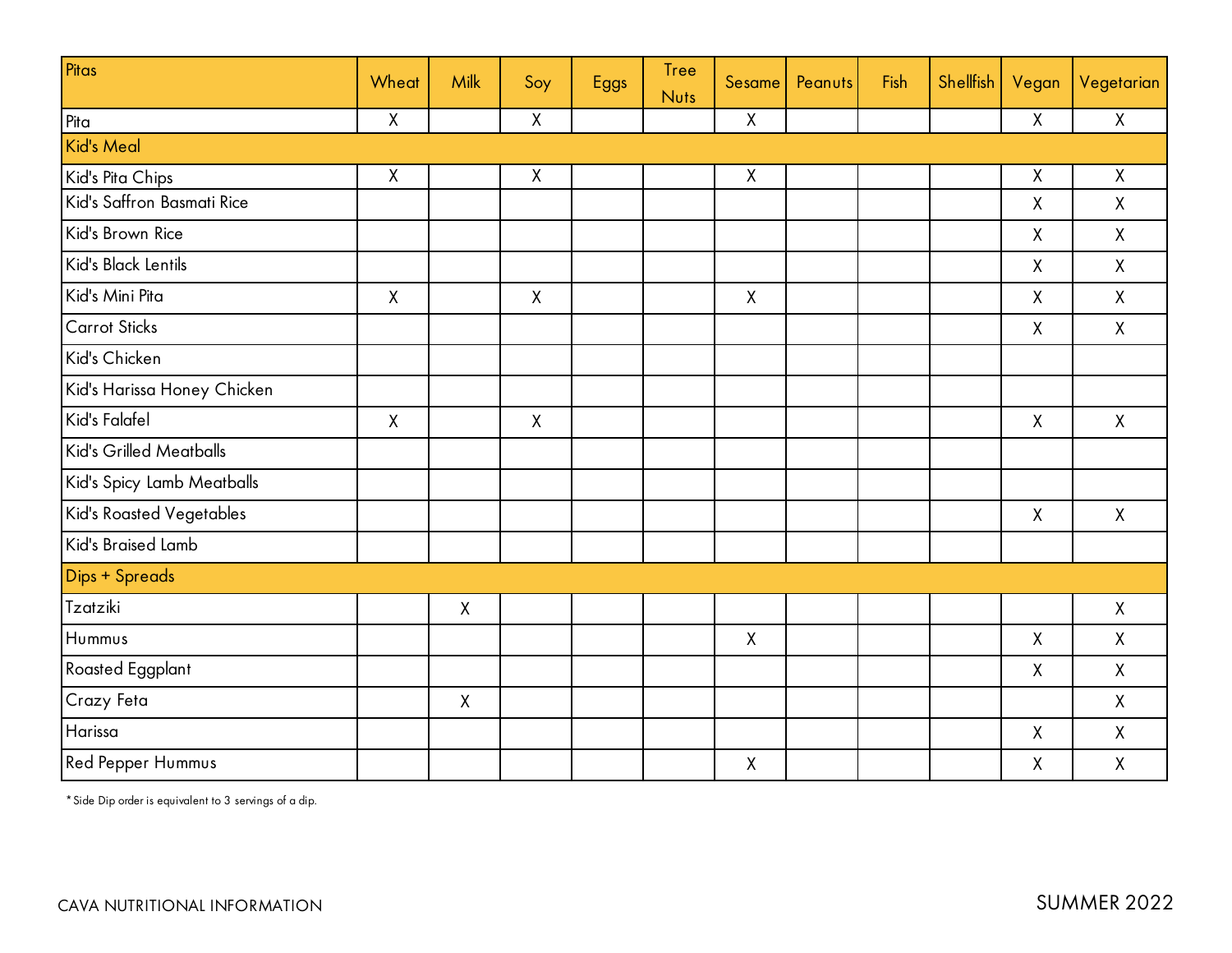| Pitas | Wheat | Milk | Soy | Eggs | Tree Nuts | Sesame | Peanuts | Fish | Shellfish | Vegan | Vegetarian |
|---|---|---|---|---|---|---|---|---|---|---|---|
| Pita | X | | X | | | X | | | | X | X |
| Kid's Meal | | | | | | | | | | | |
| Kid's Pita Chips | X | | X | | | X | | | | X | X |
| Kid's Saffron Basmati Rice | | | | | | | | | | X | X |
| Kid's Brown Rice | | | | | | | | | | X | X |
| Kid's Black Lentils | | | | | | | | | | X | X |
| Kid's Mini Pita | X | | X | | | X | | | | X | X |
| Carrot Sticks | | | | | | | | | | X | X |
| Kid's Chicken | | | | | | | | | | | |
| Kid's Harissa Honey Chicken | | | | | | | | | | | |
| Kid's Falafel | X | | X | | | | | | | X | X |
| Kid's Grilled Meatballs | | | | | | | | | | | |
| Kid's Spicy Lamb Meatballs | | | | | | | | | | | |
| Kid's Roasted Vegetables | | | | | | | | | | X | X |
| Kid's Braised Lamb | | | | | | | | | | | |
| Dips + Spreads | | | | | | | | | | | |
| Tzatziki | | X | | | | | | | | | X |
| Hummus | | | | | | X | | | | X | X |
| Roasted Eggplant | | | | | | | | | | X | X |
| Crazy Feta | | X | | | | | | | | | X |
| Harissa | | | | | | | | | | X | X |
| Red Pepper Hummus | | | | | | X | | | | X | X |

* Side Dip order is equivalent to 3 servings of a dip.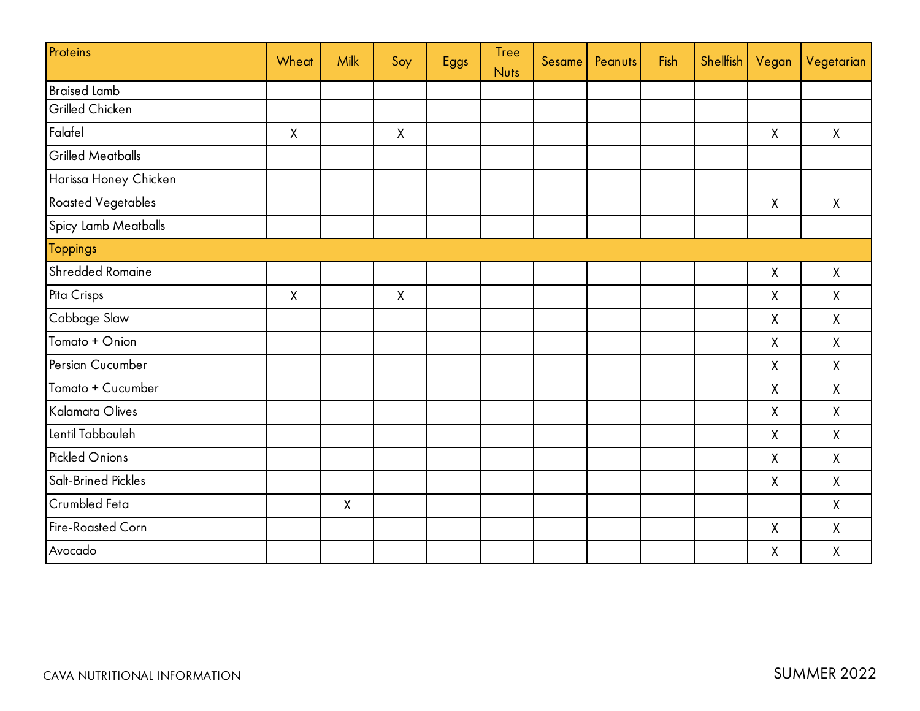| Proteins | Wheat | Milk | Soy | Eggs | Tree Nuts | Sesame | Peanuts | Fish | Shellfish | Vegan | Vegetarian |
|---|---|---|---|---|---|---|---|---|---|---|---|
| Braised Lamb | | | | | | | | | | | |
| Grilled Chicken | | | | | | | | | | | |
| Falafel | X | | X | | | | | | | X | X |
| Grilled Meatballs | | | | | | | | | | | |
| Harissa Honey Chicken | | | | | | | | | | | |
| Roasted Vegetables | | | | | | | | | | X | X |
| Spicy Lamb Meatballs | | | | | | | | | | | |
| **Toppings** | | | | | | | | | | | |
| Shredded Romaine | | | | | | | | | | X | X |
| Pita Crisps | X | | X | | | | | | | X | X |
| Cabbage Slaw | | | | | | | | | | X | X |
| Tomato + Onion | | | | | | | | | | X | X |
| Persian Cucumber | | | | | | | | | | X | X |
| Tomato + Cucumber | | | | | | | | | | X | X |
| Kalamata Olives | | | | | | | | | | X | X |
| Lentil Tabbouleh | | | | | | | | | | X | X |
| Pickled Onions | | | | | | | | | | X | X |
| Salt-Brined Pickles | | | | | | | | | | X | X |
| Crumbled Feta | | X | | | | | | | | | X |
| Fire-Roasted Corn | | | | | | | | | | X | X |
| Avocado | | | | | | | | | | X | X |

CAVA NUTRITIONAL INFORMATION

SUMMER 2022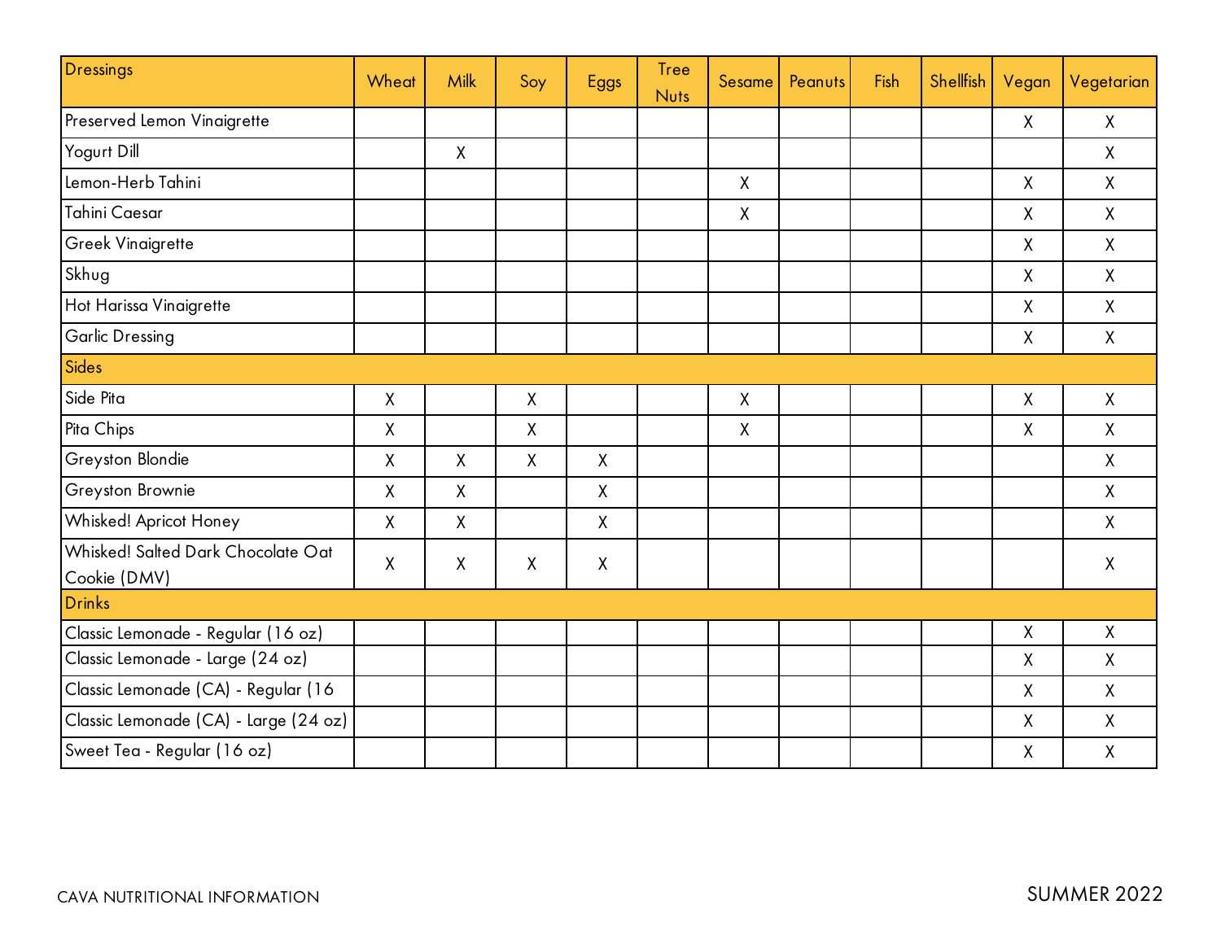| Dressings | Wheat | Milk | Soy | Eggs | Tree Nuts | Sesame | Peanuts | Fish | Shellfish | Vegan | Vegetarian |
|---|---|---|---|---|---|---|---|---|---|---|---|
| Preserved Lemon Vinaigrette | | | | | | | | | | X | X |
| Yogurt Dill | | X | | | | | | | | | X |
| Lemon-Herb Tahini | | | | | | X | | | | X | X |
| Tahini Caesar | | | | | | X | | | | X | X |
| Greek Vinaigrette | | | | | | | | | | X | X |
| Skhug | | | | | | | | | | X | X |
| Hot Harissa Vinaigrette | | | | | | | | | | X | X |
| Garlic Dressing | | | | | | | | | | X | X |
| Sides | | | | | | | | | | | |
| Side Pita | X | | X | | | X | | | | X | X |
| Pita Chips | X | | X | | | X | | | | X | X |
| Greyston Blondie | X | X | X | X | | | | | | | X |
| Greyston Brownie | X | X | | X | | | | | | | X |
| Whisked! Apricot Honey | X | X | | X | | | | | | | X |
| Whisked! Salted Dark Chocolate Oat Cookie (DMV) | X | X | X | X | | | | | | | X |
| Drinks | | | | | | | | | | | |
| Classic Lemonade - Regular (16 oz) | | | | | | | | | | X | X |
| Classic Lemonade - Large (24 oz) | | | | | | | | | | X | X |
| Classic Lemonade (CA) - Regular (16 | | | | | | | | | | X | X |
| Classic Lemonade (CA) - Large (24 oz) | | | | | | | | | | X | X |
| Sweet Tea - Regular (16 oz) | | | | | | | | | | X | X |

CAVA NUTRITIONAL INFORMATION

SUMMER 2022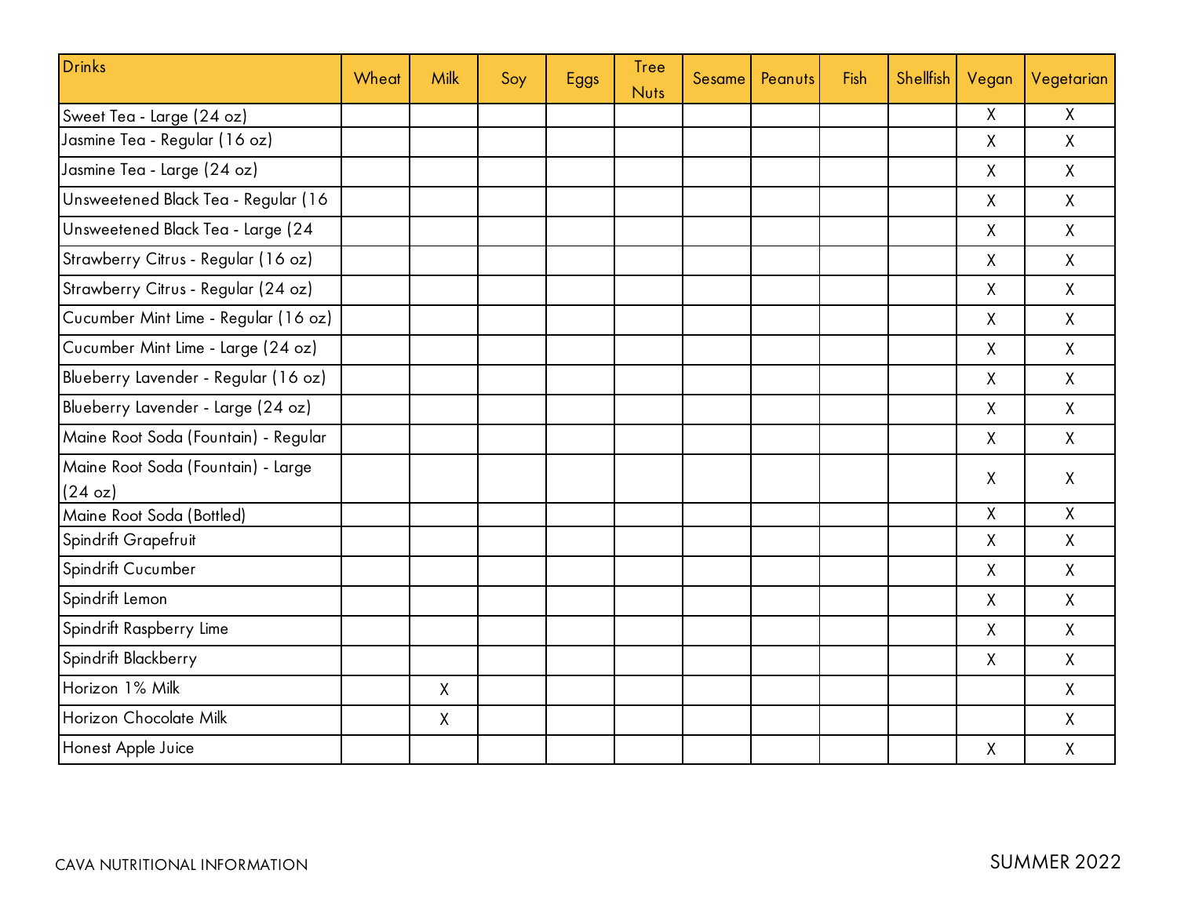| Drinks | Wheat | Milk | Soy | Eggs | Tree Nuts | Sesame | Peanuts | Fish | Shellfish | Vegan | Vegetarian |
|---|---|---|---|---|---|---|---|---|---|---|---|
| Sweet Tea - Large (24 oz) | | | | | | | | | | X | X |
| Jasmine Tea - Regular (16 oz) | | | | | | | | | | X | X |
| Jasmine Tea - Large (24 oz) | | | | | | | | | | X | X |
| Unsweetened Black Tea - Regular (16 | | | | | | | | | | X | X |
| Unsweetened Black Tea - Large (24 | | | | | | | | | | X | X |
| Strawberry Citrus - Regular (16 oz) | | | | | | | | | | X | X |
| Strawberry Citrus - Regular (24 oz) | | | | | | | | | | X | X |
| Cucumber Mint Lime - Regular (16 oz) | | | | | | | | | | X | X |
| Cucumber Mint Lime - Large (24 oz) | | | | | | | | | | X | X |
| Blueberry Lavender - Regular (16 oz) | | | | | | | | | | X | X |
| Blueberry Lavender - Large (24 oz) | | | | | | | | | | X | X |
| Maine Root Soda (Fountain) - Regular | | | | | | | | | | X | X |
| Maine Root Soda (Fountain) - Large (24 oz) | | | | | | | | | | X | X |
| Maine Root Soda (Bottled) | | | | | | | | | | X | X |
| Spindrift Grapefruit | | | | | | | | | | X | X |
| Spindrift Cucumber | | | | | | | | | | X | X |
| Spindrift Lemon | | | | | | | | | | X | X |
| Spindrift Raspberry Lime | | | | | | | | | | X | X |
| Spindrift Blackberry | | | | | | | | | | X | X |
| Horizon 1% Milk | | X | | | | | | | | | X |
| Horizon Chocolate Milk | | X | | | | | | | | | X |
| Honest Apple Juice | | | | | | | | | | X | X |